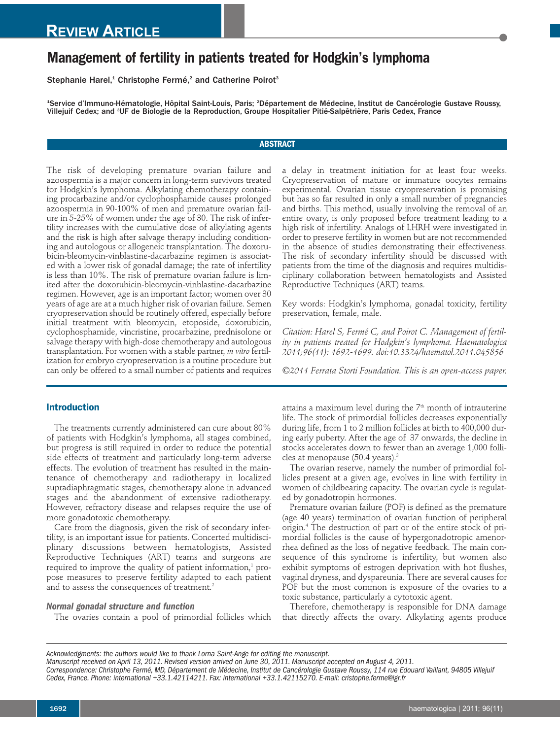# Management of fertility in patients treated for Hodgkin's lymphoma

Stephanie Harel,[1] Christophe Fermé,[2] and Catherine Poirot[3]

[1]Service d'Immuno-Hématologie, Hôpital Saint-Louis, Paris; [2]Département de Médecine, Institut de Cancérologie Gustave Roussy, Villejuif Cedex; and [3]UF de Biologie de la Reproduction, Groupe Hospitalier Pitié-Salpêtrière, Paris Cedex, France

## ABSTRACT

The risk of developing premature ovarian failure and azoospermia is a major concern in long-term survivors treated for Hodgkin's lymphoma. Alkylating chemotherapy containing procarbazine and/or cyclophosphamide causes prolonged azoospermia in 90-100% of men and premature ovarian failure in 5-25% of women under the age of 30. The risk of infertility increases with the cumulative dose of alkylating agents and the risk is high after salvage therapy including conditioning and autologous or allogeneic transplantation. The doxorubicin-bleomycin-vinblastine-dacarbazine regimen is associated with a lower risk of gonadal damage; the rate of infertility is less than 10%. The risk of premature ovarian failure is limited after the doxorubicin-bleomycin-vinblastine-dacarbazine regimen. However, age is an important factor; women over 30 years of age are at a much higher risk of ovarian failure. Semen cryopreservation should be routinely offered, especially before initial treatment with bleomycin, etoposide, doxorubicin, cyclophosphamide, vincristine, procarbazine, prednisolone or salvage therapy with high-dose chemotherapy and autologous transplantation. For women with a stable partner, *in vitro* fertilization for embryo cryopreservation is a routine procedure but can only be offered to a small number of patients and requires a delay in treatment initiation for at least four weeks. Cryopreservation of mature or immature oocytes remains experimental. Ovarian tissue cryopreservation is promising but has so far resulted in only a small number of pregnancies and births. This method, usually involving the removal of an entire ovary, is only proposed before treatment leading to a high risk of infertility. Analogs of LHRH were investigated in order to preserve fertility in women but are not recommended in the absence of studies demonstrating their effectiveness. The risk of secondary infertility should be discussed with patients from the time of the diagnosis and requires multidisciplinary collaboration between hematologists and Assisted Reproductive Techniques (ART) teams.

Key words: Hodgkin's lymphoma, gonadal toxicity, fertility preservation, female, male.

*Citation: Harel S, Fermé C, and Poirot C. Management of fertility in patients treated for Hodgkin's lymphoma. Haematologica 2011;96(11):1692-1699. doi:10.3324/haematol.2011.045856*

*©2011 Ferrata Storti Foundation. This is an open-access paper.*

## Introduction

The treatments currently administered can cure about 80% of patients with Hodgkin's lymphoma, all stages combined, but progress is still required in order to reduce the potential side effects of treatment and particularly long-term adverse effects. The evolution of treatment has resulted in the maintenance of chemotherapy and radiotherapy in localized supradiaphragmatic stages, chemotherapy alone in advanced stages and the abandonment of extensive radiotherapy. However, refractory disease and relapses require the use of more gonadotoxic chemotherapy.

Care from the diagnosis, given the risk of secondary infertility, is an important issue for patients. Concerted multidisciplinary discussions between hematologists, Assisted Reproductive Techniques (ART) teams and surgeons are required to improve the quality of patient information,[1] propose measures to preserve fertility adapted to each patient and to assess the consequences of treatment.[2]

### Normal gonadal structure and function

The ovaries contain a pool of primordial follicles which attains a maximum level during the 7th month of intrauterine life. The stock of primordial follicles decreases exponentially during life, from 1 to 2 million follicles at birth to 400,000 during early puberty. After the age of 37 onwards, the decline in stocks accelerates down to fewer than an average 1,000 follicles at menopause (50.4 years).[3]

The ovarian reserve, namely the number of primordial follicles present at a given age, evolves in line with fertility in women of childbearing capacity. The ovarian cycle is regulated by gonadotropin hormones.

Premature ovarian failure (POF) is defined as the premature (age 40 years) termination of ovarian function of peripheral origin.[4] The destruction of part or of the entire stock of primordial follicles is the cause of hypergonadotropic amenorrhea defined as the loss of negative feedback. The main consequence of this syndrome is infertility, but women also exhibit symptoms of estrogen deprivation with hot flushes, vaginal dryness, and dyspareunia. There are several causes for POF but the most common is exposure of the ovaries to a toxic substance, particularly a cytotoxic agent.

Therefore, chemotherapy is responsible for DNA damage that directly affects the ovary. Alkylating agents produce

*Acknowledgments: the authors would like to thank Lorna Saint-Ange for editing the manuscript.*
*Manuscript received on April 13, 2011. Revised version arrived on June 30, 2011. Manuscript accepted on August 4, 2011.*
*Correspondence: Christophe Fermé, MD, Département de Médecine, Institut de Cancérologie Gustave Roussy, 114 rue Edouard Vaillant, 94805 Villejuif Cedex, France. Phone: international +33.1.42114211. Fax: international +33.1.42115270. E-mail: cristophe.ferme@igr.fr*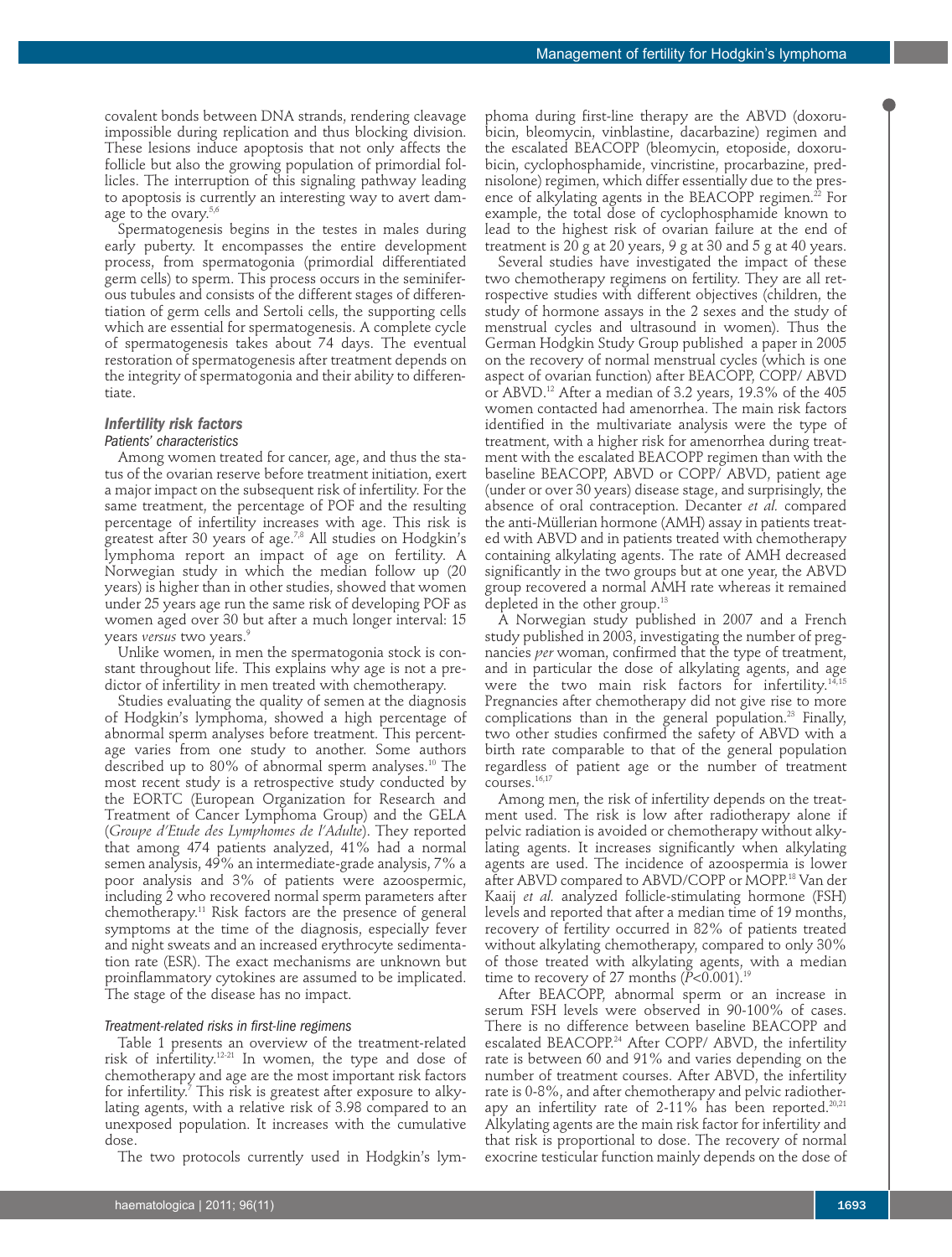covalent bonds between DNA strands, rendering cleavage impossible during replication and thus blocking division. These lesions induce apoptosis that not only affects the follicle but also the growing population of primordial follicles. The interruption of this signaling pathway leading to apoptosis is currently an interesting way to avert damage to the ovary.[5,6]

Spermatogenesis begins in the testes in males during early puberty. It encompasses the entire development process, from spermatogonia (primordial differentiated germ cells) to sperm. This process occurs in the seminiferous tubules and consists of the different stages of differentiation of germ cells and Sertoli cells, the supporting cells which are essential for spermatogenesis. A complete cycle of spermatogenesis takes about 74 days. The eventual restoration of spermatogenesis after treatment depends on the integrity of spermatogonia and their ability to differentiate.

### *Infertility risk factors*

#### *Patients' characteristics*

Among women treated for cancer, age, and thus the status of the ovarian reserve before treatment initiation, exert a major impact on the subsequent risk of infertility. For the same treatment, the percentage of POF and the resulting percentage of infertility increases with age. This risk is greatest after 30 years of age.[7,8] All studies on Hodgkin's lymphoma report an impact of age on fertility. A Norwegian study in which the median follow up (20 years) is higher than in other studies, showed that women under 25 years age run the same risk of developing POF as women aged over 30 but after a much longer interval: 15 years *versus* two years.[9]

Unlike women, in men the spermatogonia stock is constant throughout life. This explains why age is not a predictor of infertility in men treated with chemotherapy.

Studies evaluating the quality of semen at the diagnosis of Hodgkin's lymphoma, showed a high percentage of abnormal sperm analyses before treatment. This percentage varies from one study to another. Some authors described up to 80% of abnormal sperm analyses.[10] The most recent study is a retrospective study conducted by the EORTC (European Organization for Research and Treatment of Cancer Lymphoma Group) and the GELA (*Groupe d'Etude des Lymphomes de l'Adulte*). They reported that among 474 patients analyzed, 41% had a normal semen analysis, 49% an intermediate-grade analysis, 7% a poor analysis and 3% of patients were azoospermic, including 2 who recovered normal sperm parameters after chemotherapy.[11] Risk factors are the presence of general symptoms at the time of the diagnosis, especially fever and night sweats and an increased erythrocyte sedimentation rate (ESR). The exact mechanisms are unknown but proinflammatory cytokines are assumed to be implicated. The stage of the disease has no impact.

#### *Treatment-related risks in first-line regimens*

Table 1 presents an overview of the treatment-related risk of infertility.[12-21] In women, the type and dose of chemotherapy and age are the most important risk factors for infertility.[7] This risk is greatest after exposure to alkylating agents, with a relative risk of 3.98 compared to an unexposed population. It increases with the cumulative dose.

The two protocols currently used in Hodgkin's lymphoma during first-line therapy are the ABVD (doxorubicin, bleomycin, vinblastine, dacarbazine) regimen and the escalated BEACOPP (bleomycin, etoposide, doxorubicin, cyclophosphamide, vincristine, procarbazine, prednisolone) regimen, which differ essentially due to the presence of alkylating agents in the BEACOPP regimen.[22] For example, the total dose of cyclophosphamide known to lead to the highest risk of ovarian failure at the end of treatment is 20 g at 20 years, 9 g at 30 and 5 g at 40 years.

Several studies have investigated the impact of these two chemotherapy regimens on fertility. They are all retrospective studies with different objectives (children, the study of hormone assays in the 2 sexes and the study of menstrual cycles and ultrasound in women). Thus the German Hodgkin Study Group published a paper in 2005 on the recovery of normal menstrual cycles (which is one aspect of ovarian function) after BEACOPP, COPP/ ABVD or ABVD.[12] After a median of 3.2 years, 19.3% of the 405 women contacted had amenorrhea. The main risk factors identified in the multivariate analysis were the type of treatment, with a higher risk for amenorrhea during treatment with the escalated BEACOPP regimen than with the baseline BEACOPP, ABVD or COPP/ ABVD, patient age (under or over 30 years) disease stage, and surprisingly, the absence of oral contraception. Decanter *et al.* compared the anti-Müllerian hormone (AMH) assay in patients treated with ABVD and in patients treated with chemotherapy containing alkylating agents. The rate of AMH decreased significantly in the two groups but at one year, the ABVD group recovered a normal AMH rate whereas it remained depleted in the other group.[13]

A Norwegian study published in 2007 and a French study published in 2003, investigating the number of pregnancies *per* woman, confirmed that the type of treatment, and in particular the dose of alkylating agents, and age were the two main risk factors for infertility.[14,15] Pregnancies after chemotherapy did not give rise to more complications than in the general population.[23] Finally, two other studies confirmed the safety of ABVD with a birth rate comparable to that of the general population regardless of patient age or the number of treatment courses.[16,17]

Among men, the risk of infertility depends on the treatment used. The risk is low after radiotherapy alone if pelvic radiation is avoided or chemotherapy without alkylating agents. It increases significantly when alkylating agents are used. The incidence of azoospermia is lower after ABVD compared to ABVD/COPP or MOPP.[18] Van der Kaaij *et al.* analyzed follicle-stimulating hormone (FSH) levels and reported that after a median time of 19 months, recovery of fertility occurred in 82% of patients treated without alkylating chemotherapy, compared to only 30% of those treated with alkylating agents, with a median time to recovery of 27 months ($P<0.001$).[19]

After BEACOPP, abnormal sperm or an increase in serum FSH levels were observed in 90-100% of cases. There is no difference between baseline BEACOPP and escalated BEACOPP.[24] After COPP/ ABVD, the infertility rate is between 60 and 91% and varies depending on the number of treatment courses. After ABVD, the infertility rate is 0-8%, and after chemotherapy and pelvic radiotherapy an infertility rate of 2-11% has been reported.[20,21] Alkylating agents are the main risk factor for infertility and that risk is proportional to dose. The recovery of normal exocrine testicular function mainly depends on the dose of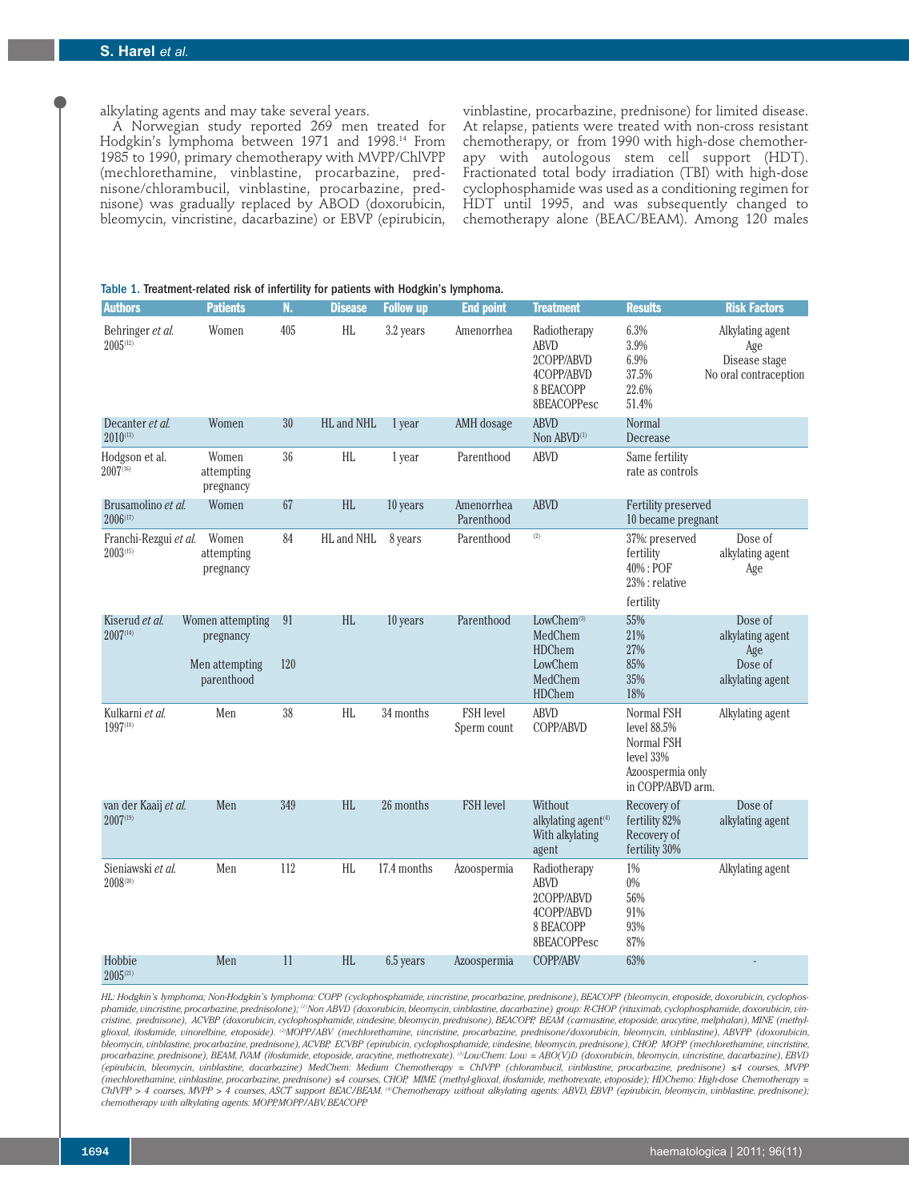alkylating agents and may take several years.

A Norwegian study reported 269 men treated for Hodgkin's lymphoma between 1971 and 1998.[14] From 1985 to 1990, primary chemotherapy with MVPP/ChlVPP (mechlorethamine, vinblastine, procarbazine, prednisone/chlorambucil, vinblastine, procarbazine, prednisone) was gradually replaced by ABOD (doxorubicin, bleomycin, vincristine, dacarbazine) or EBVP (epirubicin, vinblastine, procarbazine, prednisone) for limited disease. At relapse, patients were treated with non-cross resistant chemotherapy, or from 1990 with high-dose chemotherapy with autologous stem cell support (HDT). Fractionated total body irradiation (TBI) with high-dose cyclophosphamide was used as a conditioning regimen for HDT until 1995, and was subsequently changed to chemotherapy alone (BEAC/BEAM). Among 120 males

**Table 1. Treatment-related risk of infertility for patients with Hodgkin's lymphoma.**

| Authors | Patients | N. | Disease | Follow up | End point | Treatment | Results | Risk Factors |
|---|---|---|---|---|---|---|---|---|
| Behringer *et al.* 2005[12] | Women | 405 | HL | 3.2 years | Amenorrhea | Radiotherapy<br>ABVD<br>2COPP/ABVD<br>4COPP/ABVD<br>8 BEACOPP<br>8BEACOPPesc | 6.3%<br>3.9%<br>6.9%<br>37.5%<br>22.6%<br>51.4% | Alkylating agent<br>Age<br>Disease stage<br>No oral contraception |
| Decanter *et al.* 2010[13] | Women | 30 | HL and NHL | 1 year | AMH dosage | ABVD<br>Non ABVD[1] | Normal<br>Decrease | |
| Hodgson et al. 2007[16] | Women attempting pregnancy | 36 | HL | 1 year | Parenthood | ABVD | Same fertility rate as controls | |
| Brusamolino *et al.* 2006[17] | Women | 67 | HL | 10 years | Amenorrhea<br>Parenthood | ABVD | Fertility preserved<br>10 became pregnant | |
| Franchi-Rezgui *et al.* 2003[15] | Women attempting pregnancy | 84 | HL and NHL | 8 years | Parenthood | [2] | 37%: preserved fertility<br>40% : POF<br>23% : relative fertility | Dose of alkylating agent<br>Age |
| Kiserud *et al.* 2007[14] | Women attempting pregnancy<br><br>Men attempting parenthood | 91<br><br>120 | HL | 10 years | Parenthood | LowChem[3]<br>MedChem<br>HDChem<br>LowChem<br>MedChem<br>HDChem | 55%<br>21%<br>27%<br>85%<br>35%<br>18% | Dose of alkylating agent<br>Age<br>Dose of alkylating agent |
| Kulkarni *et al.* 1997[18] | Men | 38 | HL | 34 months | FSH level<br>Sperm count | ABVD<br>COPP/ABVD | Normal FSH level 88.5%<br>Normal FSH level 33%<br>Azoospermia only in COPP/ABVD arm. | Alkylating agent |
| van der Kaaij *et al.* 2007[19] | Men | 349 | HL | 26 months | FSH level | Without alkylating agent[4]<br>With alkylating agent | Recovery of fertility 82%<br>Recovery of fertility 30% | Dose of alkylating agent |
| Sieniawski *et al.* 2008[20] | Men | 112 | HL | 17.4 months | Azoospermia | Radiotherapy<br>ABVD<br>2COPP/ABVD<br>4COPP/ABVD<br>8 BEACOPP<br>8BEACOPPesc | 1%<br>0%<br>56%<br>91%<br>93%<br>87% | Alkylating agent |
| Hobbie 2005[21] | Men | 11 | HL | 6.5 years | Azoospermia | COPP/ABV | 63% | - |

*HL: Hodgkin's lymphoma; Non-Hodgkin's lymphoma: COPP (cyclophosphamide, vincristine, procarbazine, prednisone), BEACOPP (bleomycin, etoposide, doxorubicin, cyclophosphamide, vincristine, procarbazine, prednisolone); [1]Non ABVD (doxorubicin, bleomycin, vinblastine, dacarbazine) group: R-CHOP (rituximab, cyclophosphamide, doxorubicin, vincristine, prednisone), ACVBP (doxorubicin, cyclophosphamide, vindesine, bleomycin, prednisone), BEACOPP, BEAM (carmustine, etoposide, aracytine, melphalan), MINE (methylglioxal, ifosfamide, vinorelbine, etoposide). [2]MOPP/ABV (mechlorethamine, vincristine, procarbazine, prednisone/doxorubicin, bleomycin, vinblastine), ABVPP (doxorubicin, bleomycin, vinblastine, procarbazine, prednisone), ACVBP, ECVBP (epirubicin, cyclophosphamide, vindesine, bleomycin, prednisone), CHOP, MOPP (mechlorethamine, vincristine, procarbazine, prednisone), BEAM, IVAM (ifosfamide, etoposide, aracytine, methotrexate). [3]LowChem: Low = ABO(V)D (doxorubicin, bleomycin, vincristine, dacarbazine), EBVD (epirubicin, bleomycin, vinblastine, dacarbazine) MedChem: Medium Chemotherapy = ChlVPP (chlorambucil, vinblastine, procarbazine, prednisone) ≤4 courses, MVPP (mechlorethamine, vinblastine, procarbazine, prednisone) ≤4 courses, CHOP, MIME (methyl-glioxal, ifosfamide, methotrexate, etoposide); HDChemo: High-dose Chemotherapy = ChlVPP > 4 courses, MVPP > 4 courses, ASCT support BEAC/BEAM. [4]Chemotherapy without alkylating agents: ABVD, EBVP (epirubicin, bleomycin, vinblastine, prednisone); chemotherapy with alkylating agents: MOPP, MOPP/ABV, BEACOPP*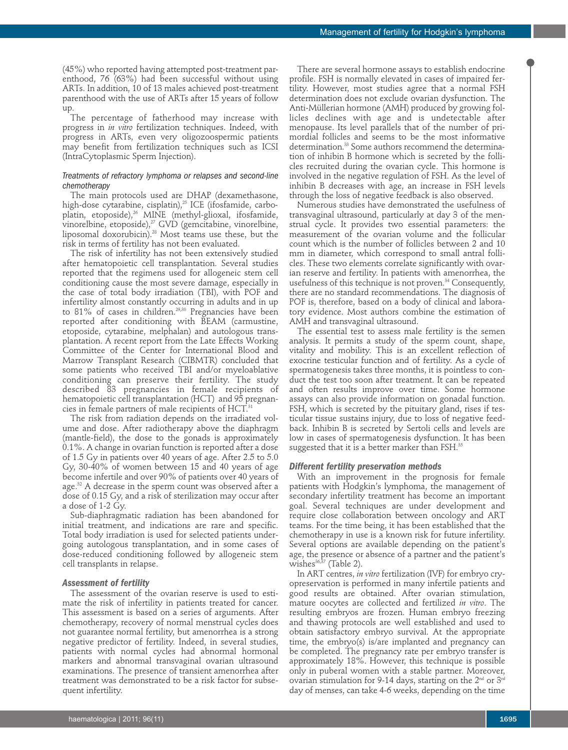(45%) who reported having attempted post-treatment parenthood, 76 (63%) had been successful without using ARTs. In addition, 10 of 13 males achieved post-treatment parenthood with the use of ARTs after 15 years of follow up.

The percentage of fatherhood may increase with progress in *in vitro* fertilization techniques. Indeed, with progress in ARTs, even very oligozoospermic patients may benefit from fertilization techniques such as ICSI (IntraCytoplasmic Sperm Injection).

#### Treatments of refractory lymphoma or relapses and second-line chemotherapy

The main protocols used are DHAP (dexamethasone, high-dose cytarabine, cisplatin),[25] ICE (ifosfamide, carboplatin, etoposide),[26] MINE (methyl-glioxal, ifosfamide, vinorelbine, etoposide),[27] GVD (gemcitabine, vinorelbine, liposomal doxorubicin).[28] Most teams use these, but the risk in terms of fertility has not been evaluated.

The risk of infertility has not been extensively studied after hematopoietic cell transplantation. Several studies reported that the regimens used for allogeneic stem cell conditioning cause the most severe damage, especially in the case of total body irradiation (TBI), with POF and infertility almost constantly occurring in adults and in up to 81% of cases in children.[29,30] Pregnancies have been reported after conditioning with BEAM (carmustine, etoposide, cytarabine, melphalan) and autologous transplantation. A recent report from the Late Effects Working Committee of the Center for International Blood and Marrow Transplant Research (CIBMTR) concluded that some patients who received TBI and/or myeloablative conditioning can preserve their fertility. The study described 83 pregnancies in female recipients of hematopoietic cell transplantation (HCT) and 95 pregnancies in female partners of male recipients of HCT.[31]

The risk from radiation depends on the irradiated volume and dose. After radiotherapy above the diaphragm (mantle-field), the dose to the gonads is approximately 0.1%. A change in ovarian function is reported after a dose of 1.5 Gy in patients over 40 years of age. After 2.5 to 5.0 Gy, 30-40% of women between 15 and 40 years of age become infertile and over 90% of patients over 40 years of age.[32] A decrease in the sperm count was observed after a dose of 0.15 Gy, and a risk of sterilization may occur after a dose of 1-2 Gy.

Sub-diaphragmatic radiation has been abandoned for initial treatment, and indications are rare and specific. Total body irradiation is used for selected patients undergoing autologous transplantation, and in some cases of dose-reduced conditioning followed by allogeneic stem cell transplants in relapse.

### Assessment of fertility

The assessment of the ovarian reserve is used to estimate the risk of infertility in patients treated for cancer. This assessment is based on a series of arguments. After chemotherapy, recovery of normal menstrual cycles does not guarantee normal fertility, but amenorrhea is a strong negative predictor of fertility. Indeed, in several studies, patients with normal cycles had abnormal hormonal markers and abnormal transvaginal ovarian ultrasound examinations. The presence of transient amenorrhea after treatment was demonstrated to be a risk factor for subsequent infertility.

There are several hormone assays to establish endocrine profile. FSH is normally elevated in cases of impaired fertility. However, most studies agree that a normal FSH determination does not exclude ovarian dysfunction. The Anti-Müllerian hormone (AMH) produced by growing follicles declines with age and is undetectable after menopause. Its level parallels that of the number of primordial follicles and seems to be the most informative determination.[33] Some authors recommend the determination of inhibin B hormone which is secreted by the follicles recruited during the ovarian cycle. This hormone is involved in the negative regulation of FSH. As the level of inhibin B decreases with age, an increase in FSH levels through the loss of negative feedback is also observed.

Numerous studies have demonstrated the usefulness of transvaginal ultrasound, particularly at day 3 of the menstrual cycle. It provides two essential parameters: the measurement of the ovarian volume and the follicular count which is the number of follicles between 2 and 10 mm in diameter, which correspond to small antral follicles. These two elements correlate significantly with ovarian reserve and fertility. In patients with amenorrhea, the usefulness of this technique is not proven.[34] Consequently, there are no standard recommendations. The diagnosis of POF is, therefore, based on a body of clinical and laboratory evidence. Most authors combine the estimation of AMH and transvaginal ultrasound.

The essential test to assess male fertility is the semen analysis. It permits a study of the sperm count, shape, vitality and mobility. This is an excellent reflection of exocrine testicular function and of fertility. As a cycle of spermatogenesis takes three months, it is pointless to conduct the test too soon after treatment. It can be repeated and often results improve over time. Some hormone assays can also provide information on gonadal function. FSH, which is secreted by the pituitary gland, rises if testicular tissue sustains injury, due to loss of negative feedback. Inhibin B is secreted by Sertoli cells and levels are low in cases of spermatogenesis dysfunction. It has been suggested that it is a better marker than FSH.[35]

### Different fertility preservation methods

With an improvement in the prognosis for female patients with Hodgkin's lymphoma, the management of secondary infertility treatment has become an important goal. Several techniques are under development and require close collaboration between oncology and ART teams. For the time being, it has been established that the chemotherapy in use is a known risk for future infertility. Several options are available depending on the patient's age, the presence or absence of a partner and the patient's wishes[36,37] (Table 2).

In ART centres, *in vitro* fertilization (IVF) for embryo cryopreservation is performed in many infertile patients and good results are obtained. After ovarian stimulation, mature oocytes are collected and fertilized *in vitro*. The resulting embryos are frozen. Human embryo freezing and thawing protocols are well established and used to obtain satisfactory embryo survival. At the appropriate time, the embryo(s) is/are implanted and pregnancy can be completed. The pregnancy rate per embryo transfer is approximately 18%. However, this technique is possible only in puberal women with a stable partner. Moreover, ovarian stimulation for 9-14 days, starting on the 2nd or 3rd day of menses, can take 4-6 weeks, depending on the time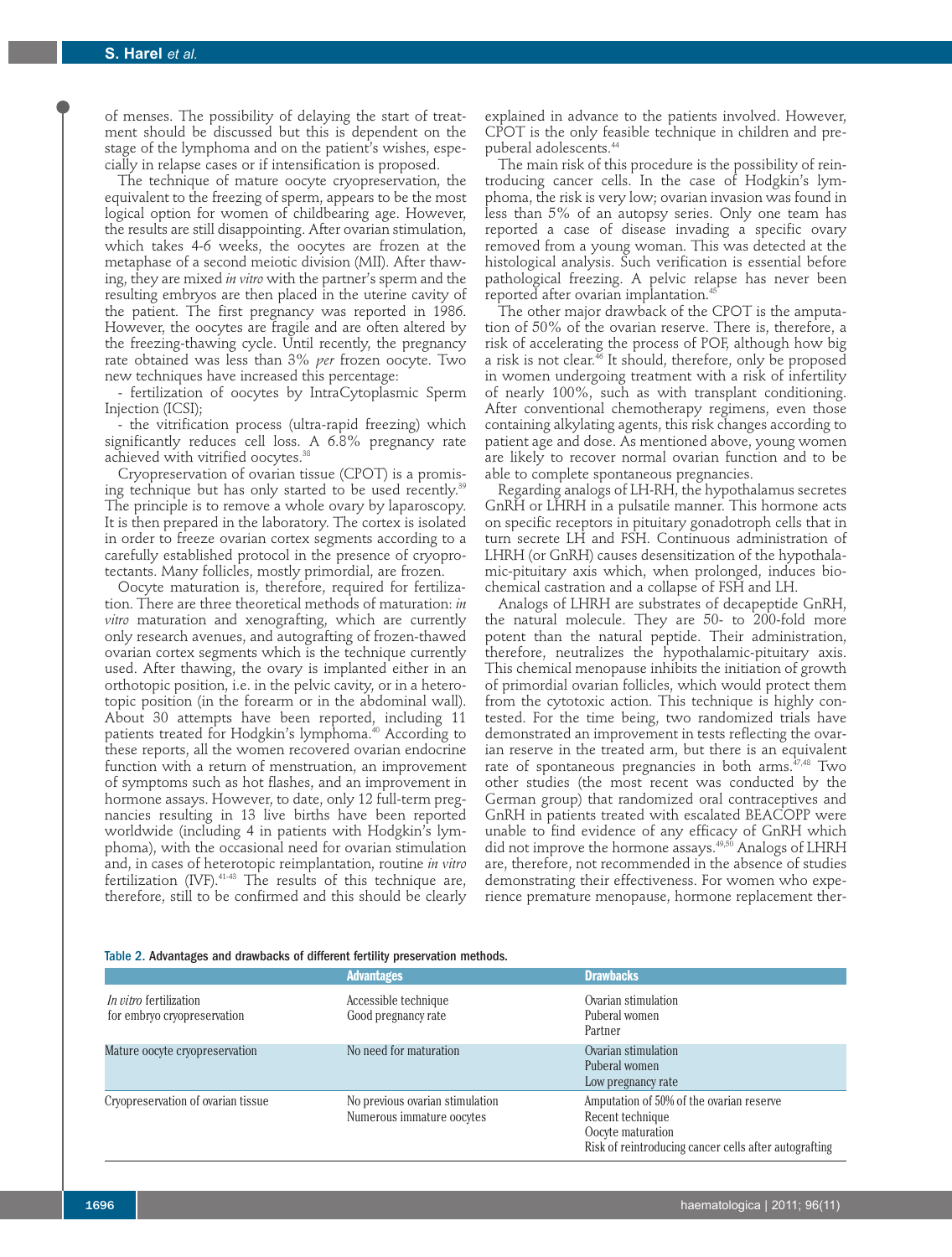of menses. The possibility of delaying the start of treatment should be discussed but this is dependent on the stage of the lymphoma and on the patient's wishes, especially in relapse cases or if intensification is proposed.

The technique of mature oocyte cryopreservation, the equivalent to the freezing of sperm, appears to be the most logical option for women of childbearing age. However, the results are still disappointing. After ovarian stimulation, which takes 4-6 weeks, the oocytes are frozen at the metaphase of a second meiotic division (MII). After thawing, they are mixed *in vitro* with the partner's sperm and the resulting embryos are then placed in the uterine cavity of the patient. The first pregnancy was reported in 1986. However, the oocytes are fragile and are often altered by the freezing-thawing cycle. Until recently, the pregnancy rate obtained was less than 3% *per* frozen oocyte. Two new techniques have increased this percentage:

- fertilization of oocytes by IntraCytoplasmic Sperm Injection (ICSI);
- the vitrification process (ultra-rapid freezing) which significantly reduces cell loss. A 6.8% pregnancy rate achieved with vitrified oocytes.[38]

Cryopreservation of ovarian tissue (CPOT) is a promising technique but has only started to be used recently.[39] The principle is to remove a whole ovary by laparoscopy. It is then prepared in the laboratory. The cortex is isolated in order to freeze ovarian cortex segments according to a carefully established protocol in the presence of cryoprotectants. Many follicles, mostly primordial, are frozen.

Oocyte maturation is, therefore, required for fertilization. There are three theoretical methods of maturation: *in vitro* maturation and xenografting, which are currently only research avenues, and autografting of frozen-thawed ovarian cortex segments which is the technique currently used. After thawing, the ovary is implanted either in an orthotopic position, i.e. in the pelvic cavity, or in a heterotopic position (in the forearm or in the abdominal wall). About 30 attempts have been reported, including 11 patients treated for Hodgkin's lymphoma.[40] According to these reports, all the women recovered ovarian endocrine function with a return of menstruation, an improvement of symptoms such as hot flashes, and an improvement in hormone assays. However, to date, only 12 full-term pregnancies resulting in 13 live births have been reported worldwide (including 4 in patients with Hodgkin's lymphoma), with the occasional need for ovarian stimulation and, in cases of heterotopic reimplantation, routine *in vitro* fertilization (IVF).[41-43] The results of this technique are, therefore, still to be confirmed and this should be clearly explained in advance to the patients involved. However, CPOT is the only feasible technique in children and prepubertal adolescents.[44]

The main risk of this procedure is the possibility of reintroducing cancer cells. In the case of Hodgkin's lymphoma, the risk is very low; ovarian invasion was found in less than 5% of an autopsy series. Only one team has reported a case of disease invading a specific ovary removed from a young woman. This was detected at the histological analysis. Such verification is essential before pathological freezing. A pelvic relapse has never been reported after ovarian implantation.[45]

The other major drawback of the CPOT is the amputation of 50% of the ovarian reserve. There is, therefore, a risk of accelerating the process of POF, although how big a risk is not clear.[46] It should, therefore, only be proposed in women undergoing treatment with a risk of infertility of nearly 100%, such as with transplant conditioning. After conventional chemotherapy regimens, even those containing alkylating agents, this risk changes according to patient age and dose. As mentioned above, young women are likely to recover normal ovarian function and to be able to complete spontaneous pregnancies.

Regarding analogs of LH-RH, the hypothalamus secretes GnRH or LHRH in a pulsatile manner. This hormone acts on specific receptors in pituitary gonadotroph cells that in turn secrete LH and FSH. Continuous administration of LHRH (or GnRH) causes desensitization of the hypothalamic-pituitary axis which, when prolonged, induces biochemical castration and a collapse of FSH and LH.

Analogs of LHRH are substrates of decapeptide GnRH, the natural molecule. They are 50- to 200-fold more potent than the natural peptide. Their administration, therefore, neutralizes the hypothalamic-pituitary axis. This chemical menopause inhibits the initiation of growth of primordial ovarian follicles, which would protect them from the cytotoxic action. This technique is highly contested. For the time being, two randomized trials have demonstrated an improvement in tests reflecting the ovarian reserve in the treated arm, but there is an equivalent rate of spontaneous pregnancies in both arms.[47,48] Two other studies (the most recent was conducted by the German group) that randomized oral contraceptives and GnRH in patients treated with escalated BEACOPP were unable to find evidence of any efficacy of GnRH which did not improve the hormone assays.[49,50] Analogs of LHRH are, therefore, not recommended in the absence of studies demonstrating their effectiveness. For women who experience premature menopause, hormone replacement ther-

Table 2. Advantages and drawbacks of different fertility preservation methods.

| | Advantages | Drawbacks |
|---|---|---|
| *In vitro* fertilization for embryo cryopreservation | Accessible technique<br>Good pregnancy rate | Ovarian stimulation<br>Puberal women<br>Partner |
| Mature oocyte cryopreservation | No need for maturation | Ovarian stimulation<br>Puberal women<br>Low pregnancy rate |
| Cryopreservation of ovarian tissue | No previous ovarian stimulation<br>Numerous immature oocytes | Amputation of 50% of the ovarian reserve<br>Recent technique<br>Oocyte maturation<br>Risk of reintroducing cancer cells after autografting |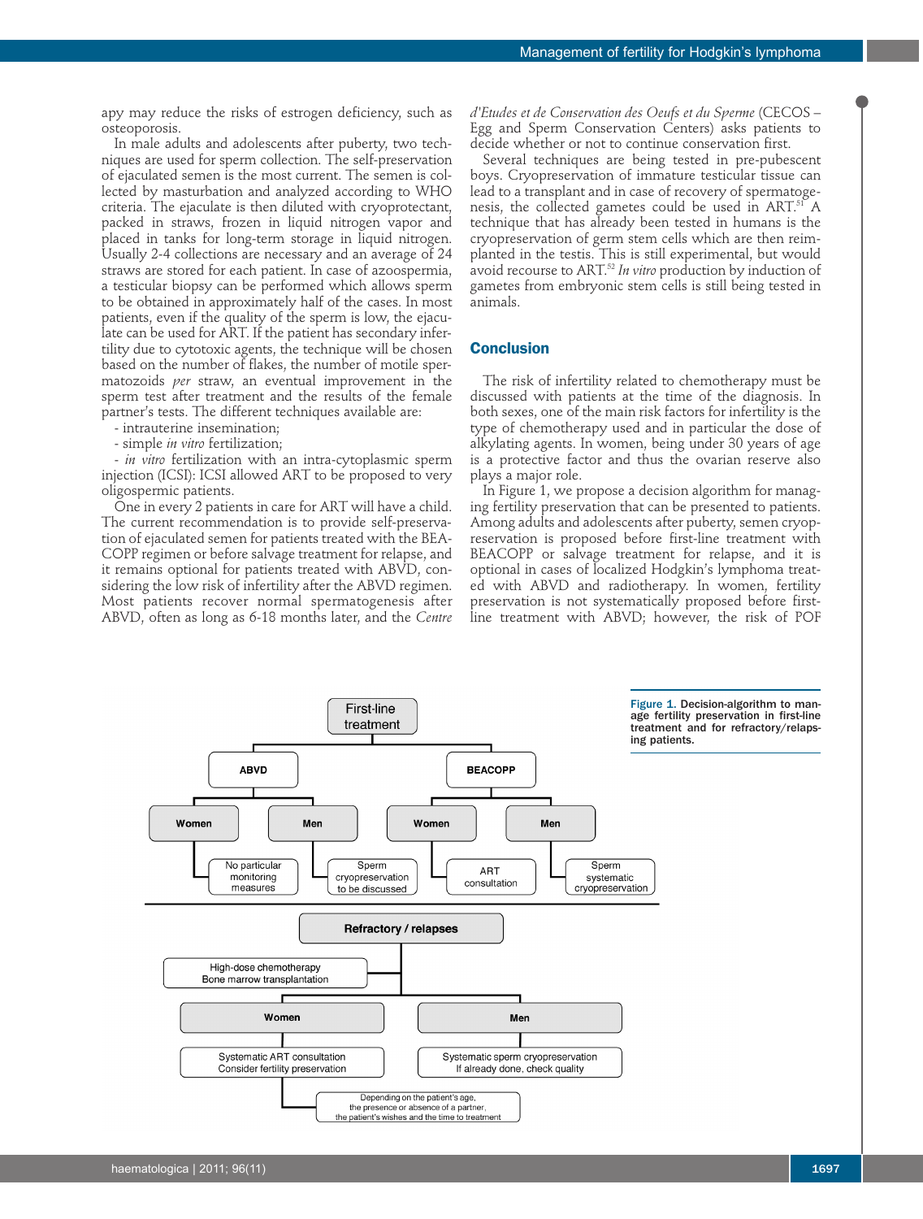apy may reduce the risks of estrogen deficiency, such as osteoporosis.

In male adults and adolescents after puberty, two techniques are used for sperm collection. The self-preservation of ejaculated semen is the most current. The semen is collected by masturbation and analyzed according to WHO criteria. The ejaculate is then diluted with cryoprotectant, packed in straws, frozen in liquid nitrogen vapor and placed in tanks for long-term storage in liquid nitrogen. Usually 2-4 collections are necessary and an average of 24 straws are stored for each patient. In case of azoospermia, a testicular biopsy can be performed which allows sperm to be obtained in approximately half of the cases. In most patients, even if the quality of the sperm is low, the ejaculate can be used for ART. If the patient has secondary infertility due to cytotoxic agents, the technique will be chosen based on the number of flakes, the number of motile spermatozoids *per* straw, an eventual improvement in the sperm test after treatment and the results of the female partner's tests. The different techniques available are:

- intrauterine insemination;
- simple *in vitro* fertilization;
- *in vitro* fertilization with an intra-cytoplasmic sperm injection (ICSI): ICSI allowed ART to be proposed to very oligospermic patients.

One in every 2 patients in care for ART will have a child. The current recommendation is to provide self-preservation of ejaculated semen for patients treated with the BEACOPP regimen or before salvage treatment for relapse, and it remains optional for patients treated with ABVD, considering the low risk of infertility after the ABVD regimen. Most patients recover normal spermatogenesis after ABVD, often as long as 6-18 months later, and the *Centre d'Etudes et de Conservation des Oeufs et du Sperme* (CECOS – Egg and Sperm Conservation Centers) asks patients to decide whether or not to continue conservation first.

Several techniques are being tested in pre-pubescent boys. Cryopreservation of immature testicular tissue can lead to a transplant and in case of recovery of spermatogenesis, the collected gametes could be used in ART.[51] A technique that has already been tested in humans is the cryopreservation of germ stem cells which are then reimplanted in the testis. This is still experimental, but would avoid recourse to ART.[52] *In vitro* production by induction of gametes from embryonic stem cells is still being tested in animals.

## Conclusion

The risk of infertility related to chemotherapy must be discussed with patients at the time of the diagnosis. In both sexes, one of the main risk factors for infertility is the type of chemotherapy used and in particular the dose of alkylating agents. In women, being under 30 years of age is a protective factor and thus the ovarian reserve also plays a major role.

In Figure 1, we propose a decision algorithm for managing fertility preservation that can be presented to patients. Among adults and adolescents after puberty, semen cryopreservation is proposed before first-line treatment with BEACOPP or salvage treatment for relapse, and it is optional in cases of localized Hodgkin's lymphoma treated with ABVD and radiotherapy. In women, fertility preservation is not systematically proposed before first-line treatment with ABVD; however, the risk of POF

**Figure 1.** Decision-algorithm to manage fertility preservation in first-line treatment and for refractory/relapsing patients.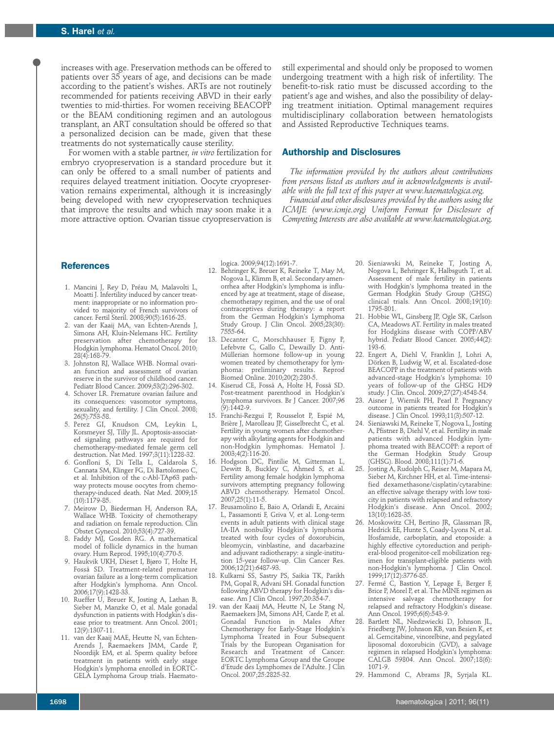increases with age. Preservation methods can be offered to patients over 35 years of age, and decisions can be made according to the patient's wishes. ARTs are not routinely recommended for patients receiving ABVD in their early twenties to mid-thirties. For women receiving BEACOPP or the BEAM conditioning regimen and an autologous transplant, an ART consultation should be offered so that a personalized decision can be made, given that these treatments do not systematically cause sterility.

For women with a stable partner, *in vitro* fertilization for embryo cryopreservation is a standard procedure but it can only be offered to a small number of patients and requires delayed treatment initiation. Oocyte cryopreservation remains experimental, although it is increasingly being developed with new cryopreservation techniques that improve the results and which may soon make it a more attractive option. Ovarian tissue cryopreservation is still experimental and should only be proposed to women undergoing treatment with a high risk of infertility. The benefit-to-risk ratio must be discussed according to the patient's age and wishes, and also the possibility of delaying treatment initiation. Optimal management requires multidisciplinary collaboration between hematologists and Assisted Reproductive Techniques teams.

## Authorship and Disclosures

*The information provided by the authors about contributions from persons listed as authors and in acknowledgments is available with the full text of this paper at www.haematologica.org.*

*Financial and other disclosures provided by the authors using the ICMJE (www.icmje.org) Uniform Format for Disclosure of Competing Interests are also available at www.haematologica.org.*

## References

1. Mancini J, Rey D, Préau M, Malavolti L, Moatti J. Infertility induced by cancer treatment: inappropriate or no information provided to majority of French survivors of cancer. Fertil Steril. 2008;90(5):1616-25.
2. van der Kaaij MA, van Echten-Arends J, Simons AH, Kluin-Nelemans HC. Fertility preservation after chemotherapy for Hodgkin lymphoma. Hematol Oncol. 2010;28(4):168-79.
3. Johnston RJ, Wallace WHB. Normal ovarian function and assessment of ovarian reserve in the survivor of childhood cancer. Pediatr Blood Cancer. 2009;53(2):296-302.
4. Schover LR. Premature ovarian failure and its consequences: vasomotor symptoms, sexuality, and fertility. J Clin Oncol. 2008;26(5):753-58.
5. Perez GI, Knudson CM, Leykin L, Korsmeyer SJ, Tilly JL. Apoptosis-associated signaling pathways are required for chemotherapy-mediated female germ cell destruction. Nat Med. 1997;3(11):1228-32.
6. Gonfloni S, Di Tella L, Caldarola S, Cannata SM, Klinger FG, Di Bartolomeo C, et al. Inhibition of the c-Abl-TAp63 pathway protects mouse oocytes from chemotherapy-induced death. Nat Med. 2009;15(10):1179-85.
7. Meirow D, Biederman H, Anderson RA, Wallace WHB. Toxicity of chemotherapy and radiation on female reproduction. Clin Obstet Gynecol. 2010;53(4):727-39.
8. Faddy MJ, Gosden RG. A mathematical model of follicle dynamics in the human ovary. Hum Reprod. 1995;10(4):770-5.
9. Haukvik UKH, Dieset I, Bjøro T, Holte H, Fosså SD. Treatment-related premature ovarian failure as a long-term complication after Hodgkin's lymphoma. Ann Oncol. 2006;17(9):1428-33.
10. Rueffer U, Breuer K, Josting A, Lathan B, Sieber M, Manzke O, et al. Male gonadal dysfunction in patients with Hodgkin's disease prior to treatment. Ann Oncol. 2001;12(9):1307-11.
11. van der Kaaij MAE, Heutte N, van Echten-Arends J, Raemaekers JMM, Carde P, Noordijk EM, et al. Sperm quality before treatment in patients with early stage Hodgkin's lymphoma enrolled in EORTC-GELA Lymphoma Group trials. Haematologica. 2009;94(12):1691-7.
12. Behringer K, Breuer K, Reineke T, May M, Nogova L, Klimm B, et al. Secondary amenorrhea after Hodgkin's lymphoma is influenced by age at treatment, stage of disease, chemotherapy regimen, and the use of oral contraceptives during therapy: a report from the German Hodgkin's Lymphoma Study Group. J Clin Oncol. 2005;23(30):7555-64.
13. Decanter C, Morschhauser F, Pigny P, Lefebvre C, Gallo C, Dewailly D. Anti-Müllerian hormone follow-up in young women treated by chemotherapy for lymphoma: preliminary results. Reprod Biomed Online. 2010;20(2):280-5.
14. Kiserud CE, Fosså A, Holte H, Fosså SD. Post-treatment parenthood in Hodgkin's lymphoma survivors. Br J Cancer. 2007;96(9):1442-9.
15. Franchi-Rezgui P, Rousselot P, Espié M, Brière J, Marolleau JP, Gisselbrecht C, et al. Fertility in young women after chemotherapy with alkylating agents for Hodgkin and non-Hodgkin lymphomas. Hematol J. 2003;4(2):116-20.
16. Hodgson DC, Pintilie M, Gitterman L, Dewitt B, Buckley C, Ahmed S, et al. Fertility among female hodgkin lymphoma survivors attempting pregnancy following ABVD chemotherapy. Hematol Oncol. 2007;25(1):11-5.
17. Brusamolino E, Baio A, Orlandi E, Arcaini L, Passamonti F, Griva V, et al. Long-term events in adult patients with clinical stage IA-IIA nonbulky Hodgkin's lymphoma treated with four cycles of doxorubicin, bleomycin, vinblastine, and dacarbazine and adjuvant radiotherapy: a single-institution 15-year follow-up. Clin Cancer Res. 2006;12(21):6487-93.
18. Kulkarni SS, Sastry PS, Saikia TK, Parikh PM, Gopal R, Advani SH. Gonadal function following ABVD therapy for Hodgkin's disease. Am J Clin Oncol. 1997;20:354-7.
19. van der Kaaij MA, Heutte N, Le Stang N, Raemaekers JM, Simons AH, Carde P, et al. Gonadal Function in Males After Chemotherapy for Early-Stage Hodgkin's Lymphoma Treated in Four Subsequent Trials by the European Organisation for Research and Treatment of Cancer: EORTC Lymphoma Group and the Groupe d'Etude des Lymphomes de l'Adulte. J Clin Oncol. 2007;25:2825-32.
20. Sieniawski M, Reineke T, Josting A, Nogova L, Behringer K, Halbsguth T, et al. Assessment of male fertility in patients with Hodgkin's lymphoma treated in the German Hodgkin Study Group (GHSG) clinical trials. Ann Oncol. 2008;19(10):1795-801.
21. Hobbie WL, Ginsberg JP, Ogle SK, Carlson CA, Meadows AT. Fertility in males treated for Hodgkins disease with COPP/ABV hybrid. Pediatr Blood Cancer. 2005;44(2):193-6.
22. Engert A, Diehl V, Franklin J, Lohri A, Dörken B, Ludwig W, et al. Escalated-dose BEACOPP in the treatment of patients with advanced-stage Hodgkin's lymphoma: 10 years of follow-up of the GHSG HD9 study. J Clin. Oncol. 2009;27(27):4548-54.
23. Aisner J, Wiernik PH, Pearl P. Pregnancy outcome in patients treated for Hodgkin's disease. J Clin Oncol. 1993;11(3):507-12.
24. Sieniawski M, Reineke T, Nogova L, Josting A, Pfistner B, Diehl V, et al. Fertility in male patients with advanced Hodgkin lymphoma treated with BEACOPP: a report of the German Hodgkin Study Group (GHSG). Blood. 2008;111(1):71-6.
25. Josting A, Rudolph C, Reiser M, Mapara M, Sieber M, Kirchner HH, et al. Time-intensified dexamethasone/cisplatin/cytarabine: an effective salvage therapy with low toxicity in patients with relapsed and refractory Hodgkin's disease. Ann Oncol. 2002;13(10):1628-35.
26. Moskowitz CH, Bertino JR, Glassman JR, Hedrick EE, Hunte S, Coady-Lyons N, et al. Ifosfamide, carboplatin, and etoposide: a highly effective cytoreduction and peripheral-blood progenitor-cell mobilization regimen for transplant-eligible patients with non-Hodgkin's lymphoma. J Clin Oncol. 1999;17(12):3776-85.
27. Fermé C, Bastion Y, Lepage E, Berger F, Brice P, Morel P, et al. The MINE regimen as intensive salvage chemotherapy for relapsed and refractory Hodgkin's disease. Ann Oncol. 1995;6(6):543-9.
28. Bartlett NL, Niedzwiecki D, Johnson JL, Friedberg JW, Johnson KB, van Besien K, et al. Gemcitabine, vinorelbine, and pegylated liposomal doxorubicin (GVD), a salvage regimen in relapsed Hodgkin's lymphoma: CALGB 59804. Ann Oncol. 2007;18(6):1071-9.
29. Hammond C, Abrams JR, Syrjala KL.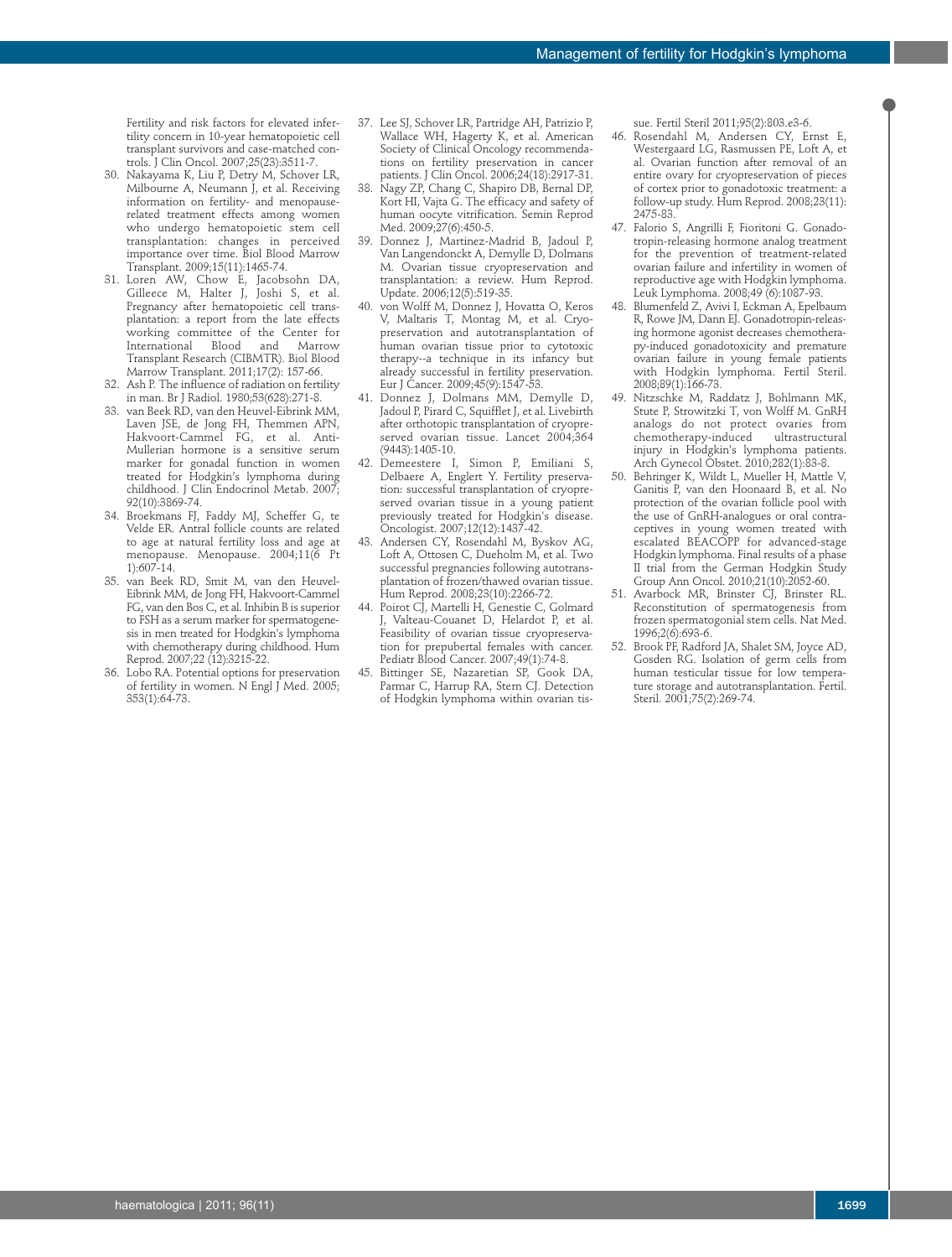Fertility and risk factors for elevated infertility concern in 10-year hematopoietic cell transplant survivors and case-matched controls. J Clin Oncol. 2007;25(23):3511-7.

30. Nakayama K, Liu P, Detry M, Schover LR, Milbourne A, Neumann J, et al. Receiving information on fertility- and menopause-related treatment effects among women who undergo hematopoietic stem cell transplantation: changes in perceived importance over time. Biol Blood Marrow Transplant. 2009;15(11):1465-74.
31. Loren AW, Chow E, Jacobsohn DA, Gilleece M, Halter J, Joshi S, et al. Pregnancy after hematopoietic cell transplantation: a report from the late effects working committee of the Center for International Blood and Marrow Transplant Research (CIBMTR). Biol Blood Marrow Transplant. 2011;17(2): 157-66.
32. Ash P. The influence of radiation on fertility in man. Br J Radiol. 1980;53(628):271-8.
33. van Beek RD, van den Heuvel-Eibrink MM, Laven JSE, de Jong FH, Themmen APN, Hakvoort-Cammel FG, et al. Anti-Mullerian hormone is a sensitive serum marker for gonadal function in women treated for Hodgkin's lymphoma during childhood. J Clin Endocrinol Metab. 2007; 92(10):3869-74.
34. Broekmans FJ, Faddy MJ, Scheffer G, te Velde ER. Antral follicle counts are related to age at natural fertility loss and age at menopause. Menopause. 2004;11(6 Pt 1):607-14.
35. van Beek RD, Smit M, van den Heuvel-Eibrink MM, de Jong FH, Hakvoort-Cammel FG, van den Bos C, et al. Inhibin B is superior to FSH as a serum marker for spermatogenesis in men treated for Hodgkin's lymphoma with chemotherapy during childhood. Hum Reprod. 2007;22 (12):3215-22.
36. Lobo RA. Potential options for preservation of fertility in women. N Engl J Med. 2005; 353(1):64-73.
37. Lee SJ, Schover LR, Partridge AH, Patrizio P, Wallace WH, Hagerty K, et al. American Society of Clinical Oncology recommendations on fertility preservation in cancer patients. J Clin Oncol. 2006;24(18):2917-31.
38. Nagy ZP, Chang C, Shapiro DB, Bernal DP, Kort HI, Vajta G. The efficacy and safety of human oocyte vitrification. Semin Reprod Med. 2009;27(6):450-5.
39. Donnez J, Martinez-Madrid B, Jadoul P, Van Langendonckt A, Demylle D, Dolmans M. Ovarian tissue cryopreservation and transplantation: a review. Hum Reprod. Update. 2006;12(5):519-35.
40. von Wolff M, Donnez J, Hovatta O, Keros V, Maltaris T, Montag M, et al. Cryopreservation and autotransplantation of human ovarian tissue prior to cytotoxic therapy--a technique in its infancy but already successful in fertility preservation. Eur J Cancer. 2009;45(9):1547-53.
41. Donnez J, Dolmans MM, Demylle D, Jadoul P, Pirard C, Squifflet J, et al. Livebirth after orthotopic transplantation of cryopreserved ovarian tissue. Lancet 2004;364 (9443):1405-10.
42. Demeestere I, Simon P, Emiliani S, Delbaere A, Englert Y. Fertility preservation: successful transplantation of cryopreserved ovarian tissue in a young patient previously treated for Hodgkin's disease. Oncologist. 2007;12(12):1437-42.
43. Andersen CY, Rosendahl M, Byskov AG, Loft A, Ottosen C, Dueholm M, et al. Two successful pregnancies following autotransplantation of frozen/thawed ovarian tissue. Hum Reprod. 2008;23(10):2266-72.
44. Poirot CJ, Martelli H, Genestie C, Golmard J, Valteau-Couanet D, Helardot P, et al. Feasibility of ovarian tissue cryopreservation for prepubertal females with cancer. Pediatr Blood Cancer. 2007;49(1):74-8.
45. Bittinger SE, Nazaretian SP, Gook DA, Parmar C, Harrup RA, Stern CJ. Detection of Hodgkin lymphoma within ovarian tissue. Fertil Steril 2011;95(2):803.e3-6.
46. Rosendahl M, Andersen CY, Ernst E, Westergaard LG, Rasmussen PE, Loft A, et al. Ovarian function after removal of an entire ovary for cryopreservation of pieces of cortex prior to gonadotoxic treatment: a follow-up study. Hum Reprod. 2008;23(11): 2475-83.
47. Falorio S, Angrilli F, Fioritoni G. Gonadotropin-releasing hormone analog treatment for the prevention of treatment-related ovarian failure and infertility in women of reproductive age with Hodgkin lymphoma. Leuk Lymphoma. 2008;49 (6):1087-93.
48. Blumenfeld Z, Avivi I, Eckman A, Epelbaum R, Rowe JM, Dann EJ. Gonadotropin-releasing hormone agonist decreases chemotherapy-induced gonadotoxicity and premature ovarian failure in young female patients with Hodgkin lymphoma. Fertil Steril. 2008;89(1):166-73.
49. Nitzschke M, Raddatz J, Bohlmann MK, Stute P, Strowitzki T, von Wolff M. GnRH analogs do not protect ovaries from chemotherapy-induced ultrastructural injury in Hodgkin's lymphoma patients. Arch Gynecol Obstet. 2010;282(1):83-8.
50. Behringer K, Wildt L, Mueller H, Mattle V, Ganitis P, van den Hoonaard B, et al. No protection of the ovarian follicle pool with the use of GnRH-analogues or oral contraceptives in young women treated with escalated BEACOPP for advanced-stage Hodgkin lymphoma. Final results of a phase II trial from the German Hodgkin Study Group Ann Oncol. 2010;21(10):2052-60.
51. Avarbock MR, Brinster CJ, Brinster RL. Reconstitution of spermatogenesis from frozen spermatogonial stem cells. Nat Med. 1996;2(6):693-6.
52. Brook PF, Radford JA, Shalet SM, Joyce AD, Gosden RG. Isolation of germ cells from human testicular tissue for low temperature storage and autotransplantation. Fertil. Steril. 2001;75(2):269-74.